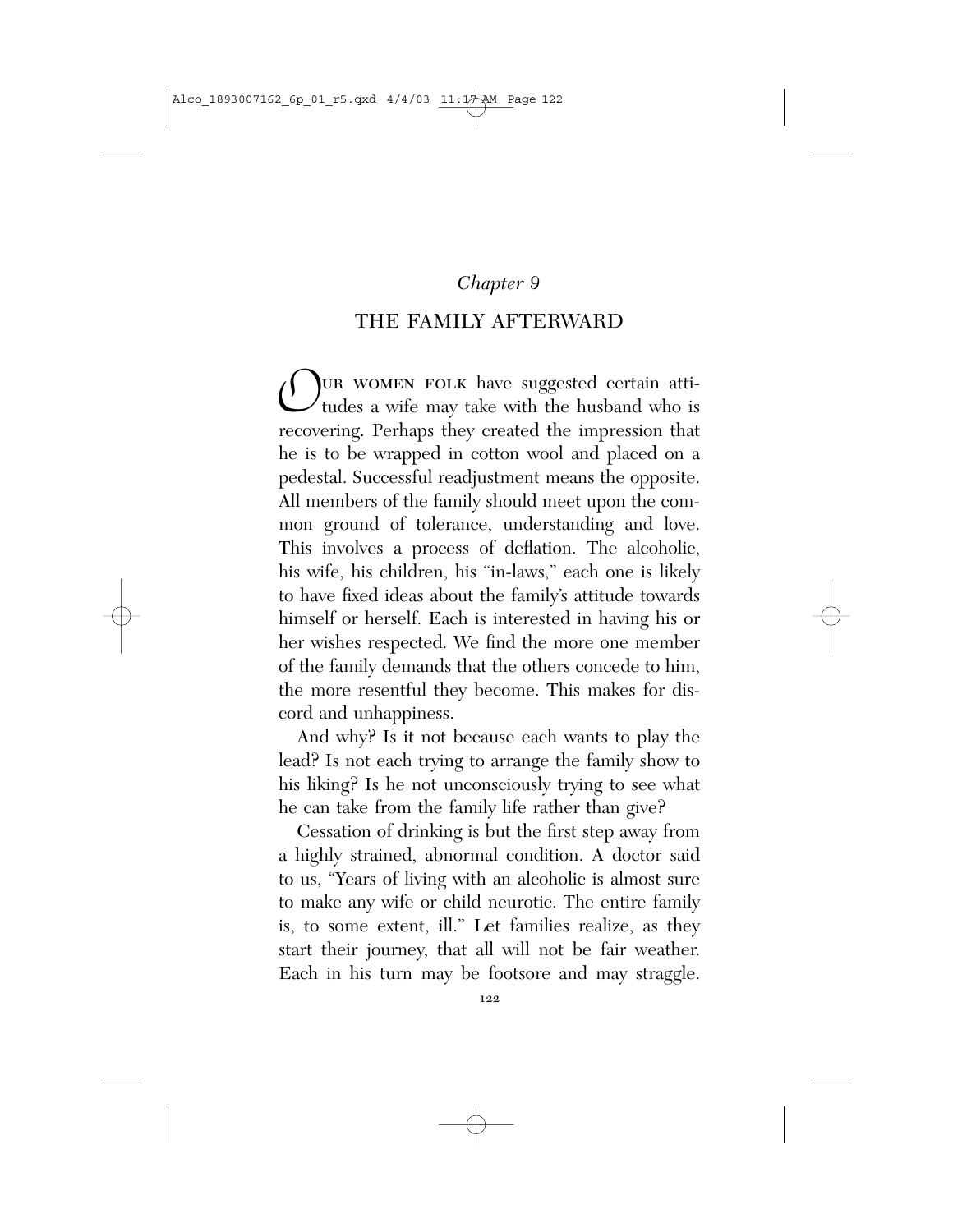*Chapter 9*

# THE FAMILY AFTERWARD

OUR WOMEN FOLK have suggested certain attitudes a wife may take with the husband who is recovering. Perhaps they created the impression that he is to be wrapped in cotton wool and placed on a pedestal. Successful readjustment means the opposite. All members of the family should meet upon the common ground of tolerance, understanding and love. This involves a process of deflation. The alcoholic, his wife, his children, his "in-laws," each one is likely to have fixed ideas about the family's attitude towards himself or herself. Each is interested in having his or her wishes respected. We find the more one member of the family demands that the others concede to him, the more resentful they become. This makes for discord and unhappiness.

And why? Is it not because each wants to play the lead? Is not each trying to arrange the family show to his liking? Is he not unconsciously trying to see what he can take from the family life rather than give?

Cessation of drinking is but the first step away from a highly strained, abnormal condition. A doctor said to us, "Years of living with an alcoholic is almost sure to make any wife or child neurotic. The entire family is, to some extent, ill." Let families realize, as they start their journey, that all will not be fair weather. Each in his turn may be footsore and may straggle.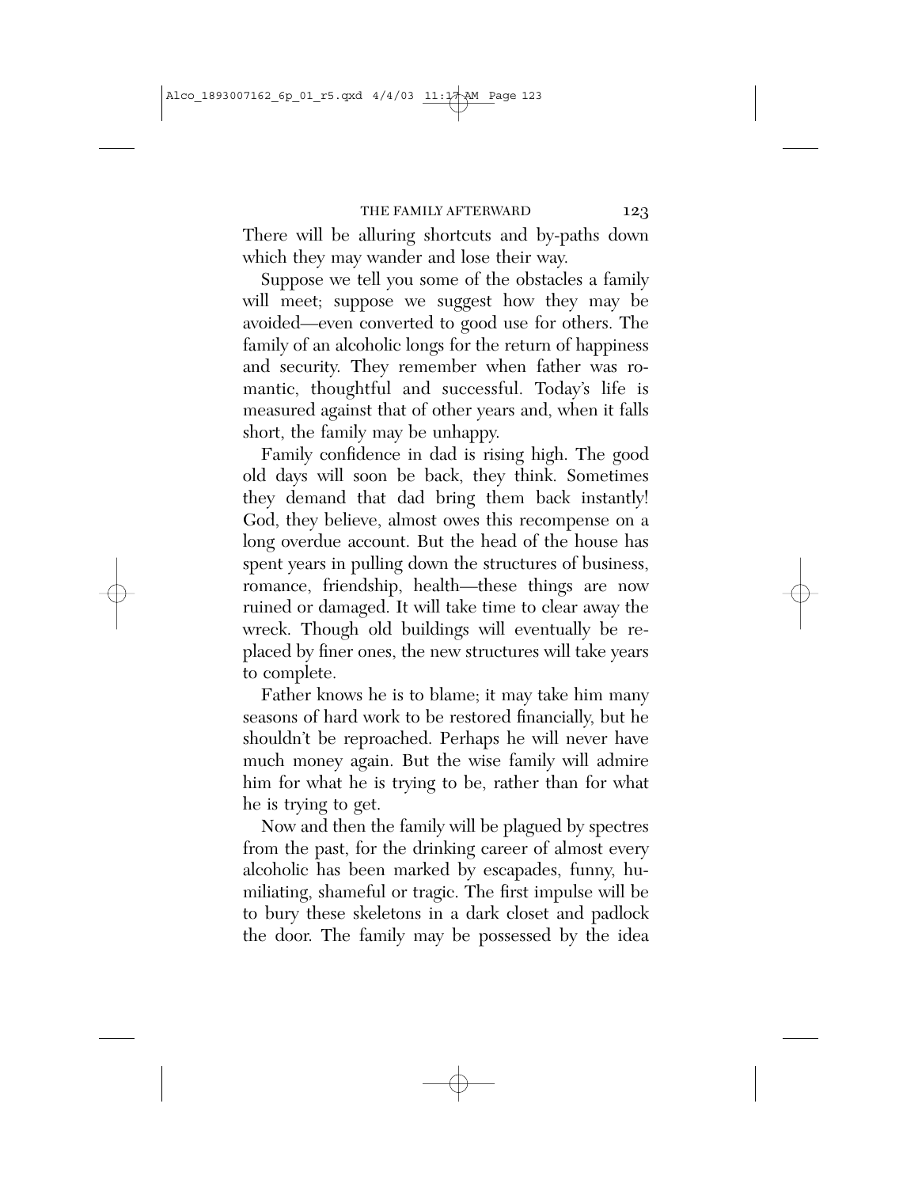There will be alluring shortcuts and by-paths down which they may wander and lose their way.

Suppose we tell you some of the obstacles a family will meet; suppose we suggest how they may be avoided—even converted to good use for others. The family of an alcoholic longs for the return of happiness and security. They remember when father was romantic, thoughtful and successful. Today's life is measured against that of other years and, when it falls short, the family may be unhappy.

Family confidence in dad is rising high. The good old days will soon be back, they think. Sometimes they demand that dad bring them back instantly! God, they believe, almost owes this recompense on a long overdue account. But the head of the house has spent years in pulling down the structures of business, romance, friendship, health—these things are now ruined or damaged. It will take time to clear away the wreck. Though old buildings will eventually be replaced by finer ones, the new structures will take years to complete.

Father knows he is to blame; it may take him many seasons of hard work to be restored financially, but he shouldn't be reproached. Perhaps he will never have much money again. But the wise family will admire him for what he is trying to be, rather than for what he is trying to get.

Now and then the family will be plagued by spectres from the past, for the drinking career of almost every alcoholic has been marked by escapades, funny, humiliating, shameful or tragic. The first impulse will be to bury these skeletons in a dark closet and padlock the door. The family may be possessed by the idea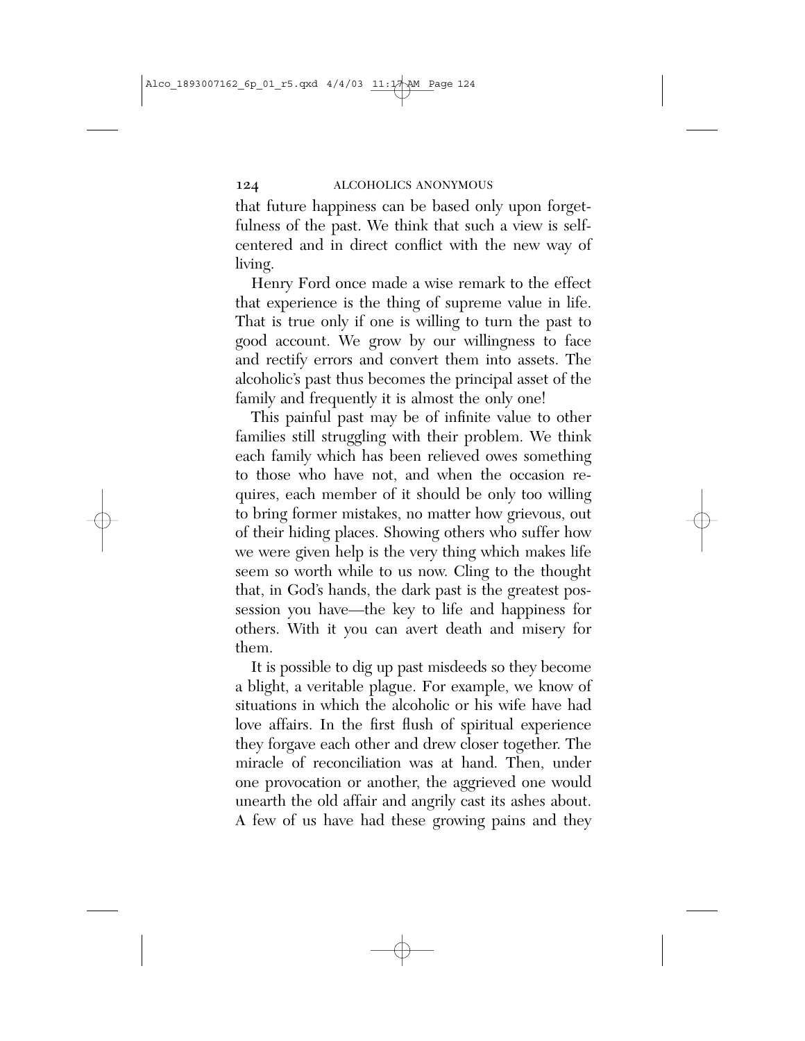that future happiness can be based only upon forgetfulness of the past. We think that such a view is self-centered and in direct conflict with the new way of living.

Henry Ford once made a wise remark to the effect that experience is the thing of supreme value in life. That is true only if one is willing to turn the past to good account. We grow by our willingness to face and rectify errors and convert them into assets. The alcoholic's past thus becomes the principal asset of the family and frequently it is almost the only one!

This painful past may be of infinite value to other families still struggling with their problem. We think each family which has been relieved owes something to those who have not, and when the occasion requires, each member of it should be only too willing to bring former mistakes, no matter how grievous, out of their hiding places. Showing others who suffer how we were given help is the very thing which makes life seem so worth while to us now. Cling to the thought that, in God's hands, the dark past is the greatest possession you have—the key to life and happiness for others. With it you can avert death and misery for them.

It is possible to dig up past misdeeds so they become a blight, a veritable plague. For example, we know of situations in which the alcoholic or his wife have had love affairs. In the first flush of spiritual experience they forgave each other and drew closer together. The miracle of reconciliation was at hand. Then, under one provocation or another, the aggrieved one would unearth the old affair and angrily cast its ashes about. A few of us have had these growing pains and they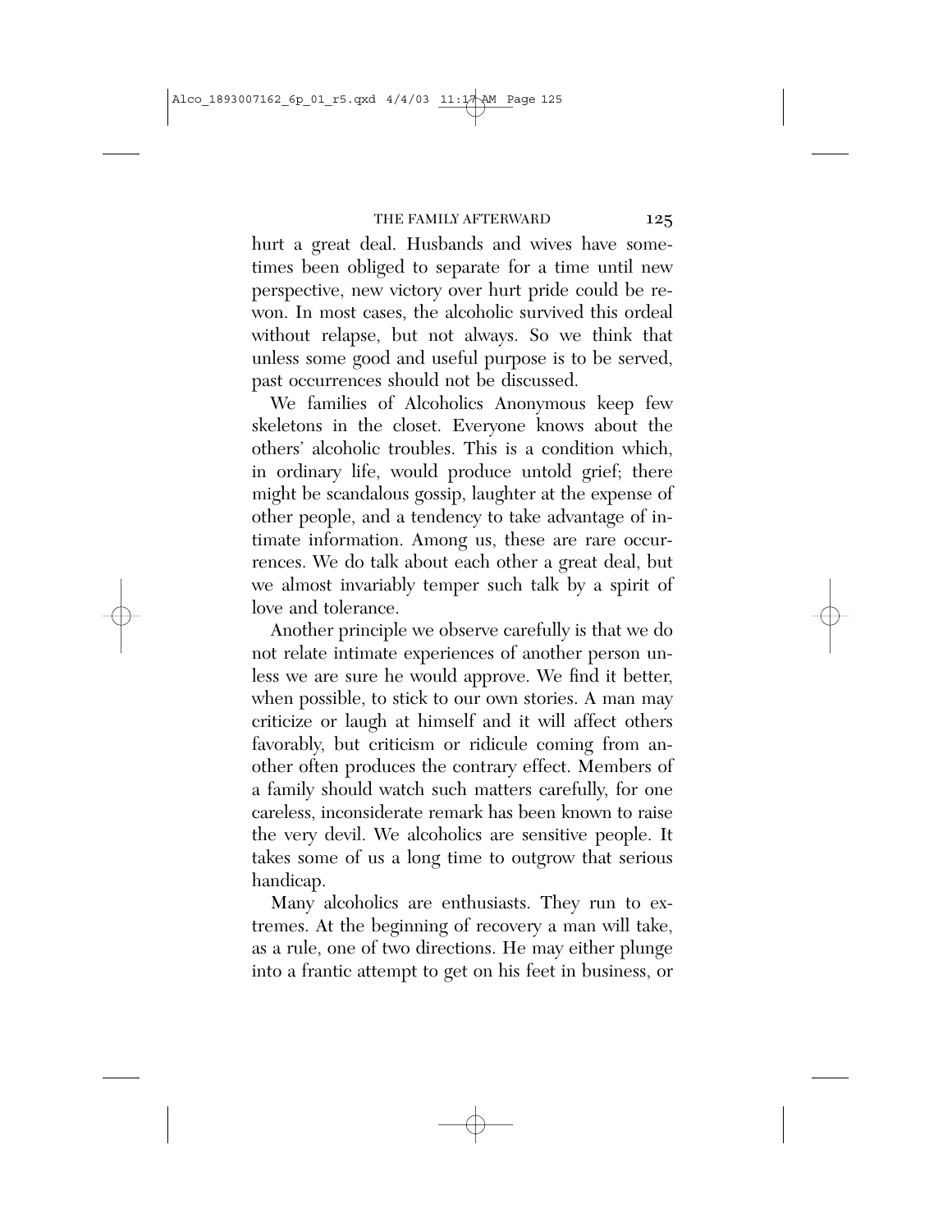hurt a great deal. Husbands and wives have sometimes been obliged to separate for a time until new perspective, new victory over hurt pride could be rewon. In most cases, the alcoholic survived this ordeal without relapse, but not always. So we think that unless some good and useful purpose is to be served, past occurrences should not be discussed.

We families of Alcoholics Anonymous keep few skeletons in the closet. Everyone knows about the others' alcoholic troubles. This is a condition which, in ordinary life, would produce untold grief; there might be scandalous gossip, laughter at the expense of other people, and a tendency to take advantage of intimate information. Among us, these are rare occurrences. We do talk about each other a great deal, but we almost invariably temper such talk by a spirit of love and tolerance.

Another principle we observe carefully is that we do not relate intimate experiences of another person unless we are sure he would approve. We find it better, when possible, to stick to our own stories. A man may criticize or laugh at himself and it will affect others favorably, but criticism or ridicule coming from another often produces the contrary effect. Members of a family should watch such matters carefully, for one careless, inconsiderate remark has been known to raise the very devil. We alcoholics are sensitive people. It takes some of us a long time to outgrow that serious handicap.

Many alcoholics are enthusiasts. They run to extremes. At the beginning of recovery a man will take, as a rule, one of two directions. He may either plunge into a frantic attempt to get on his feet in business, or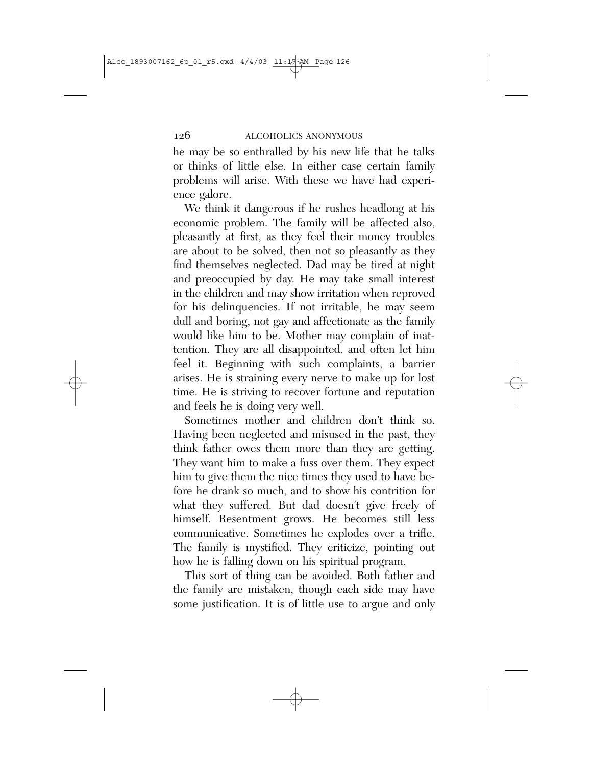he may be so enthralled by his new life that he talks or thinks of little else. In either case certain family problems will arise. With these we have had experience galore.

We think it dangerous if he rushes headlong at his economic problem. The family will be affected also, pleasantly at first, as they feel their money troubles are about to be solved, then not so pleasantly as they find themselves neglected. Dad may be tired at night and preoccupied by day. He may take small interest in the children and may show irritation when reproved for his delinquencies. If not irritable, he may seem dull and boring, not gay and affectionate as the family would like him to be. Mother may complain of inattention. They are all disappointed, and often let him feel it. Beginning with such complaints, a barrier arises. He is straining every nerve to make up for lost time. He is striving to recover fortune and reputation and feels he is doing very well.

Sometimes mother and children don't think so. Having been neglected and misused in the past, they think father owes them more than they are getting. They want him to make a fuss over them. They expect him to give them the nice times they used to have before he drank so much, and to show his contrition for what they suffered. But dad doesn't give freely of himself. Resentment grows. He becomes still less communicative. Sometimes he explodes over a trifle. The family is mystified. They criticize, pointing out how he is falling down on his spiritual program.

This sort of thing can be avoided. Both father and the family are mistaken, though each side may have some justification. It is of little use to argue and only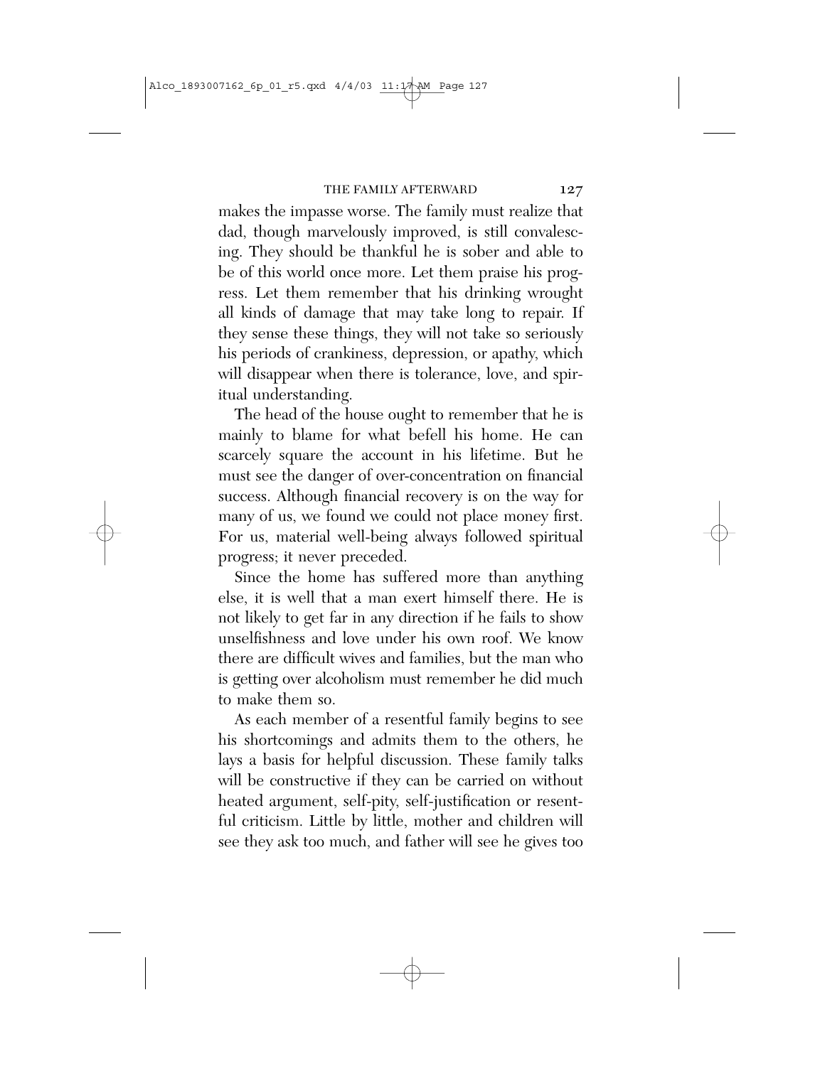makes the impasse worse. The family must realize that dad, though marvelously improved, is still convalescing. They should be thankful he is sober and able to be of this world once more. Let them praise his progress. Let them remember that his drinking wrought all kinds of damage that may take long to repair. If they sense these things, they will not take so seriously his periods of crankiness, depression, or apathy, which will disappear when there is tolerance, love, and spiritual understanding.

The head of the house ought to remember that he is mainly to blame for what befell his home. He can scarcely square the account in his lifetime. But he must see the danger of over-concentration on financial success. Although financial recovery is on the way for many of us, we found we could not place money first. For us, material well-being always followed spiritual progress; it never preceded.

Since the home has suffered more than anything else, it is well that a man exert himself there. He is not likely to get far in any direction if he fails to show unselfishness and love under his own roof. We know there are difficult wives and families, but the man who is getting over alcoholism must remember he did much to make them so.

As each member of a resentful family begins to see his shortcomings and admits them to the others, he lays a basis for helpful discussion. These family talks will be constructive if they can be carried on without heated argument, self-pity, self-justification or resentful criticism. Little by little, mother and children will see they ask too much, and father will see he gives too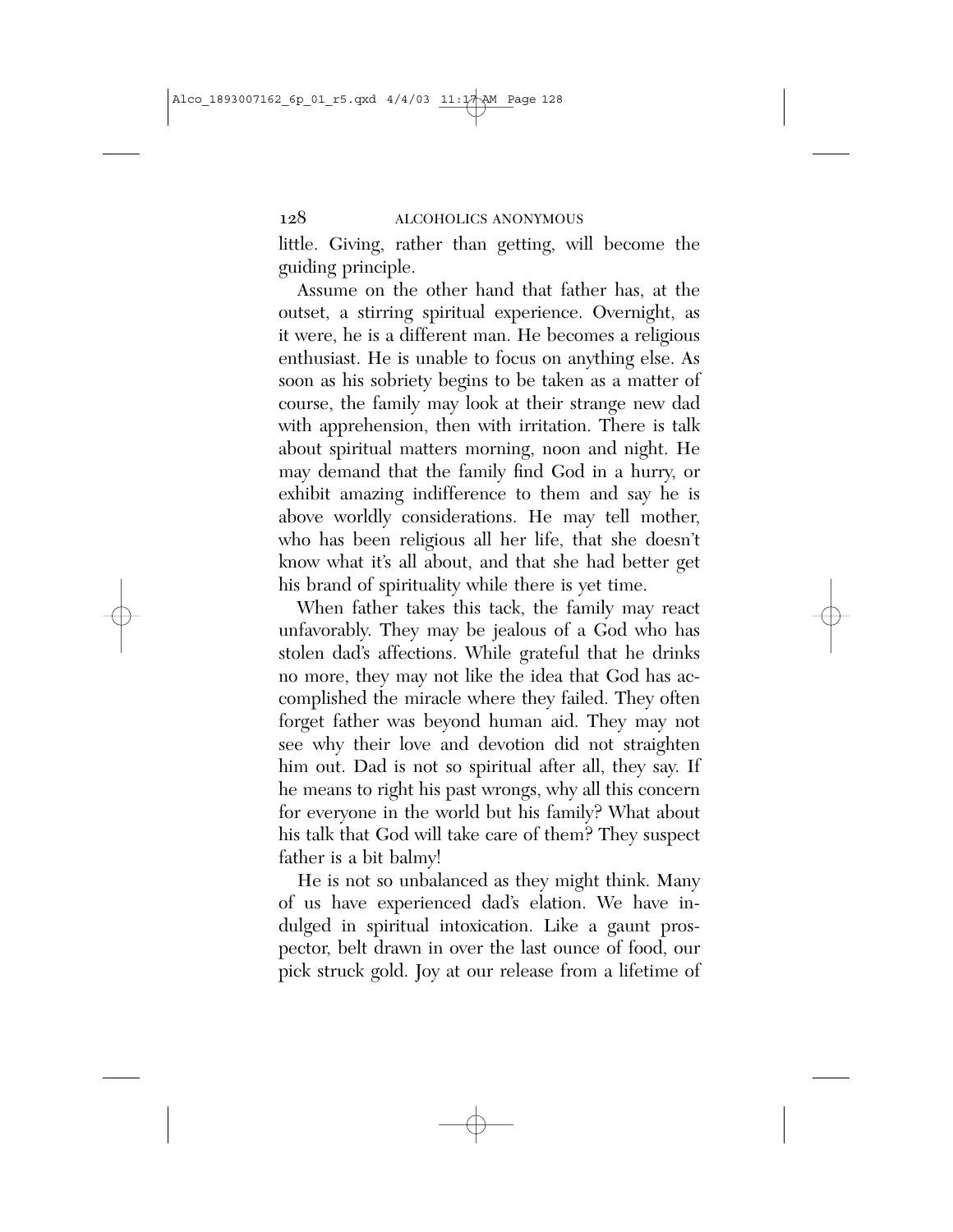little. Giving, rather than getting, will become the guiding principle.

Assume on the other hand that father has, at the outset, a stirring spiritual experience. Overnight, as it were, he is a different man. He becomes a religious enthusiast. He is unable to focus on anything else. As soon as his sobriety begins to be taken as a matter of course, the family may look at their strange new dad with apprehension, then with irritation. There is talk about spiritual matters morning, noon and night. He may demand that the family find God in a hurry, or exhibit amazing indifference to them and say he is above worldly considerations. He may tell mother, who has been religious all her life, that she doesn't know what it's all about, and that she had better get his brand of spirituality while there is yet time.

When father takes this tack, the family may react unfavorably. They may be jealous of a God who has stolen dad's affections. While grateful that he drinks no more, they may not like the idea that God has accomplished the miracle where they failed. They often forget father was beyond human aid. They may not see why their love and devotion did not straighten him out. Dad is not so spiritual after all, they say. If he means to right his past wrongs, why all this concern for everyone in the world but his family? What about his talk that God will take care of them? They suspect father is a bit balmy!

He is not so unbalanced as they might think. Many of us have experienced dad's elation. We have indulged in spiritual intoxication. Like a gaunt prospector, belt drawn in over the last ounce of food, our pick struck gold. Joy at our release from a lifetime of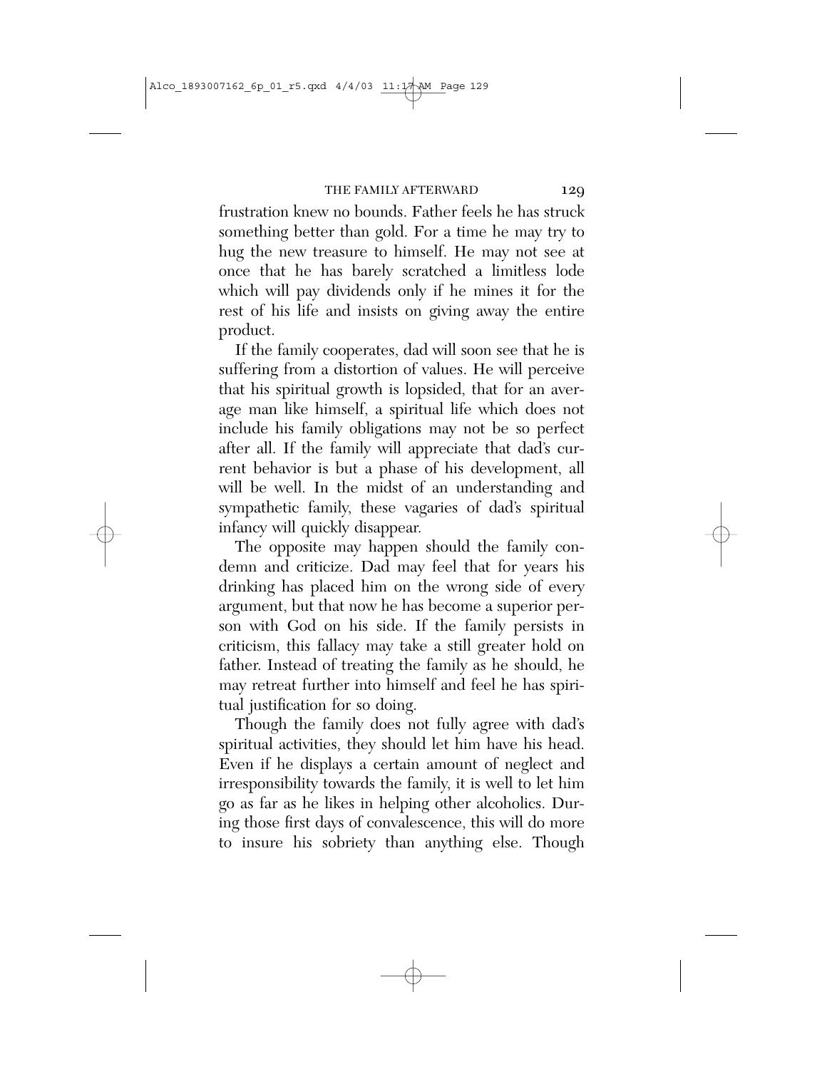frustration knew no bounds. Father feels he has struck something better than gold. For a time he may try to hug the new treasure to himself. He may not see at once that he has barely scratched a limitless lode which will pay dividends only if he mines it for the rest of his life and insists on giving away the entire product.

If the family cooperates, dad will soon see that he is suffering from a distortion of values. He will perceive that his spiritual growth is lopsided, that for an average man like himself, a spiritual life which does not include his family obligations may not be so perfect after all. If the family will appreciate that dad's current behavior is but a phase of his development, all will be well. In the midst of an understanding and sympathetic family, these vagaries of dad's spiritual infancy will quickly disappear.

The opposite may happen should the family condemn and criticize. Dad may feel that for years his drinking has placed him on the wrong side of every argument, but that now he has become a superior person with God on his side. If the family persists in criticism, this fallacy may take a still greater hold on father. Instead of treating the family as he should, he may retreat further into himself and feel he has spiritual justification for so doing.

Though the family does not fully agree with dad's spiritual activities, they should let him have his head. Even if he displays a certain amount of neglect and irresponsibility towards the family, it is well to let him go as far as he likes in helping other alcoholics. During those first days of convalescence, this will do more to insure his sobriety than anything else. Though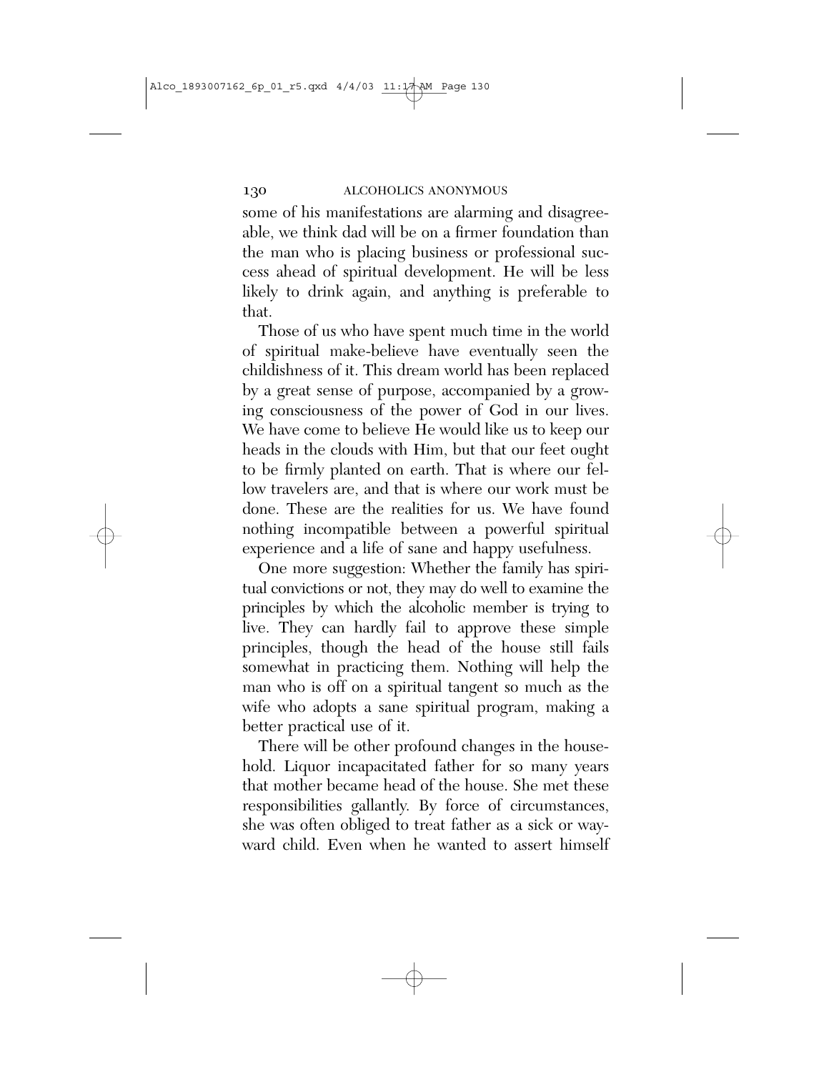some of his manifestations are alarming and disagreeable, we think dad will be on a firmer foundation than the man who is placing business or professional success ahead of spiritual development. He will be less likely to drink again, and anything is preferable to that.

Those of us who have spent much time in the world of spiritual make-believe have eventually seen the childishness of it. This dream world has been replaced by a great sense of purpose, accompanied by a growing consciousness of the power of God in our lives. We have come to believe He would like us to keep our heads in the clouds with Him, but that our feet ought to be firmly planted on earth. That is where our fellow travelers are, and that is where our work must be done. These are the realities for us. We have found nothing incompatible between a powerful spiritual experience and a life of sane and happy usefulness.

One more suggestion: Whether the family has spiritual convictions or not, they may do well to examine the principles by which the alcoholic member is trying to live. They can hardly fail to approve these simple principles, though the head of the house still fails somewhat in practicing them. Nothing will help the man who is off on a spiritual tangent so much as the wife who adopts a sane spiritual program, making a better practical use of it.

There will be other profound changes in the household. Liquor incapacitated father for so many years that mother became head of the house. She met these responsibilities gallantly. By force of circumstances, she was often obliged to treat father as a sick or wayward child. Even when he wanted to assert himself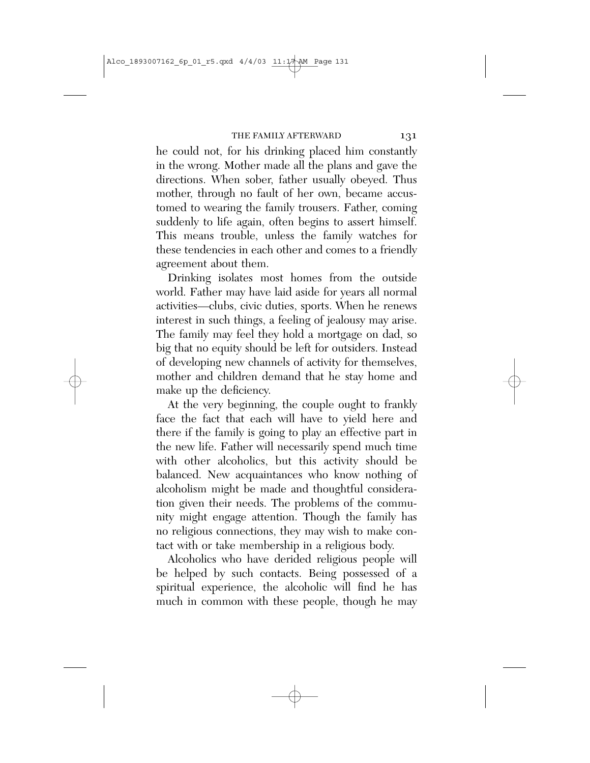he could not, for his drinking placed him constantly in the wrong. Mother made all the plans and gave the directions. When sober, father usually obeyed. Thus mother, through no fault of her own, became accustomed to wearing the family trousers. Father, coming suddenly to life again, often begins to assert himself. This means trouble, unless the family watches for these tendencies in each other and comes to a friendly agreement about them.

Drinking isolates most homes from the outside world. Father may have laid aside for years all normal activities—clubs, civic duties, sports. When he renews interest in such things, a feeling of jealousy may arise. The family may feel they hold a mortgage on dad, so big that no equity should be left for outsiders. Instead of developing new channels of activity for themselves, mother and children demand that he stay home and make up the deficiency.

At the very beginning, the couple ought to frankly face the fact that each will have to yield here and there if the family is going to play an effective part in the new life. Father will necessarily spend much time with other alcoholics, but this activity should be balanced. New acquaintances who know nothing of alcoholism might be made and thoughtful consideration given their needs. The problems of the community might engage attention. Though the family has no religious connections, they may wish to make contact with or take membership in a religious body.

Alcoholics who have derided religious people will be helped by such contacts. Being possessed of a spiritual experience, the alcoholic will find he has much in common with these people, though he may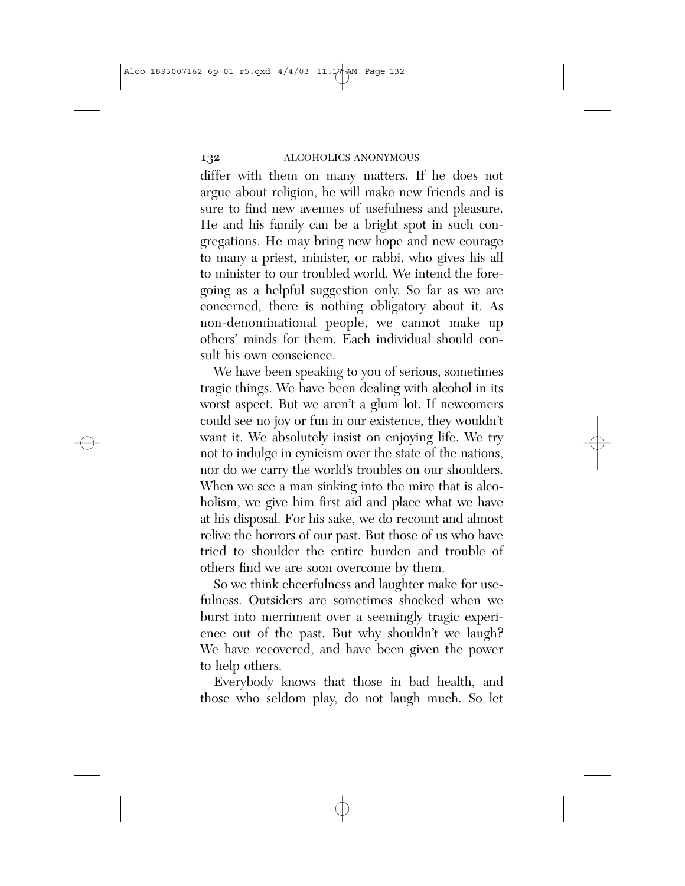differ with them on many matters. If he does not argue about religion, he will make new friends and is sure to find new avenues of usefulness and pleasure. He and his family can be a bright spot in such congregations. He may bring new hope and new courage to many a priest, minister, or rabbi, who gives his all to minister to our troubled world. We intend the foregoing as a helpful suggestion only. So far as we are concerned, there is nothing obligatory about it. As non-denominational people, we cannot make up others' minds for them. Each individual should consult his own conscience.

We have been speaking to you of serious, sometimes tragic things. We have been dealing with alcohol in its worst aspect. But we aren't a glum lot. If newcomers could see no joy or fun in our existence, they wouldn't want it. We absolutely insist on enjoying life. We try not to indulge in cynicism over the state of the nations, nor do we carry the world's troubles on our shoulders. When we see a man sinking into the mire that is alcoholism, we give him first aid and place what we have at his disposal. For his sake, we do recount and almost relive the horrors of our past. But those of us who have tried to shoulder the entire burden and trouble of others find we are soon overcome by them.

So we think cheerfulness and laughter make for usefulness. Outsiders are sometimes shocked when we burst into merriment over a seemingly tragic experience out of the past. But why shouldn't we laugh? We have recovered, and have been given the power to help others.

Everybody knows that those in bad health, and those who seldom play, do not laugh much. So let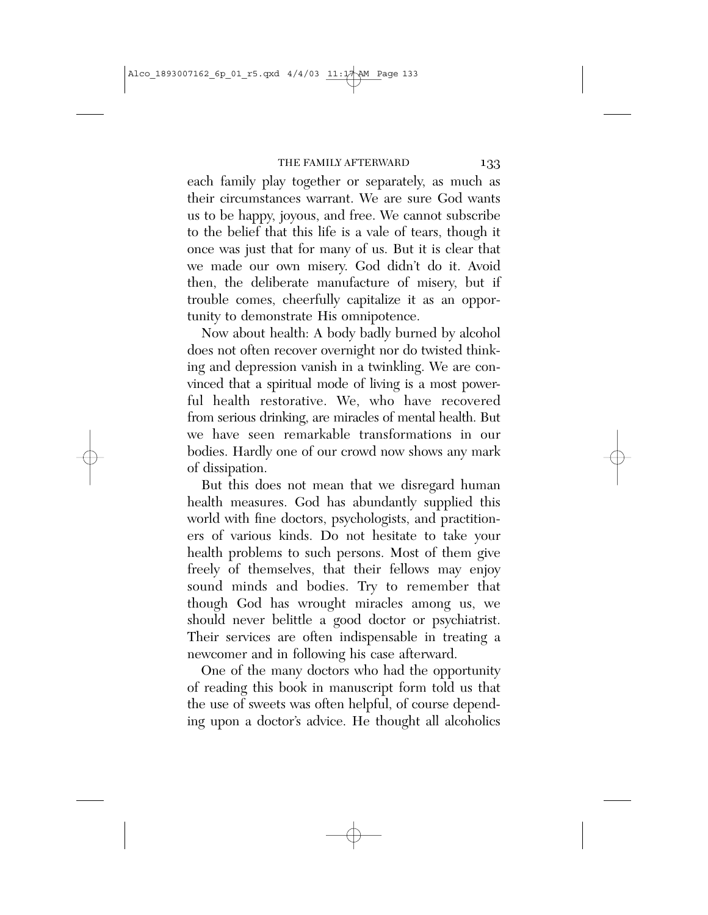each family play together or separately, as much as their circumstances warrant. We are sure God wants us to be happy, joyous, and free. We cannot subscribe to the belief that this life is a vale of tears, though it once was just that for many of us. But it is clear that we made our own misery. God didn't do it. Avoid then, the deliberate manufacture of misery, but if trouble comes, cheerfully capitalize it as an opportunity to demonstrate His omnipotence.

Now about health: A body badly burned by alcohol does not often recover overnight nor do twisted thinking and depression vanish in a twinkling. We are convinced that a spiritual mode of living is a most powerful health restorative. We, who have recovered from serious drinking, are miracles of mental health. But we have seen remarkable transformations in our bodies. Hardly one of our crowd now shows any mark of dissipation.

But this does not mean that we disregard human health measures. God has abundantly supplied this world with fine doctors, psychologists, and practitioners of various kinds. Do not hesitate to take your health problems to such persons. Most of them give freely of themselves, that their fellows may enjoy sound minds and bodies. Try to remember that though God has wrought miracles among us, we should never belittle a good doctor or psychiatrist. Their services are often indispensable in treating a newcomer and in following his case afterward.

One of the many doctors who had the opportunity of reading this book in manuscript form told us that the use of sweets was often helpful, of course depending upon a doctor's advice. He thought all alcoholics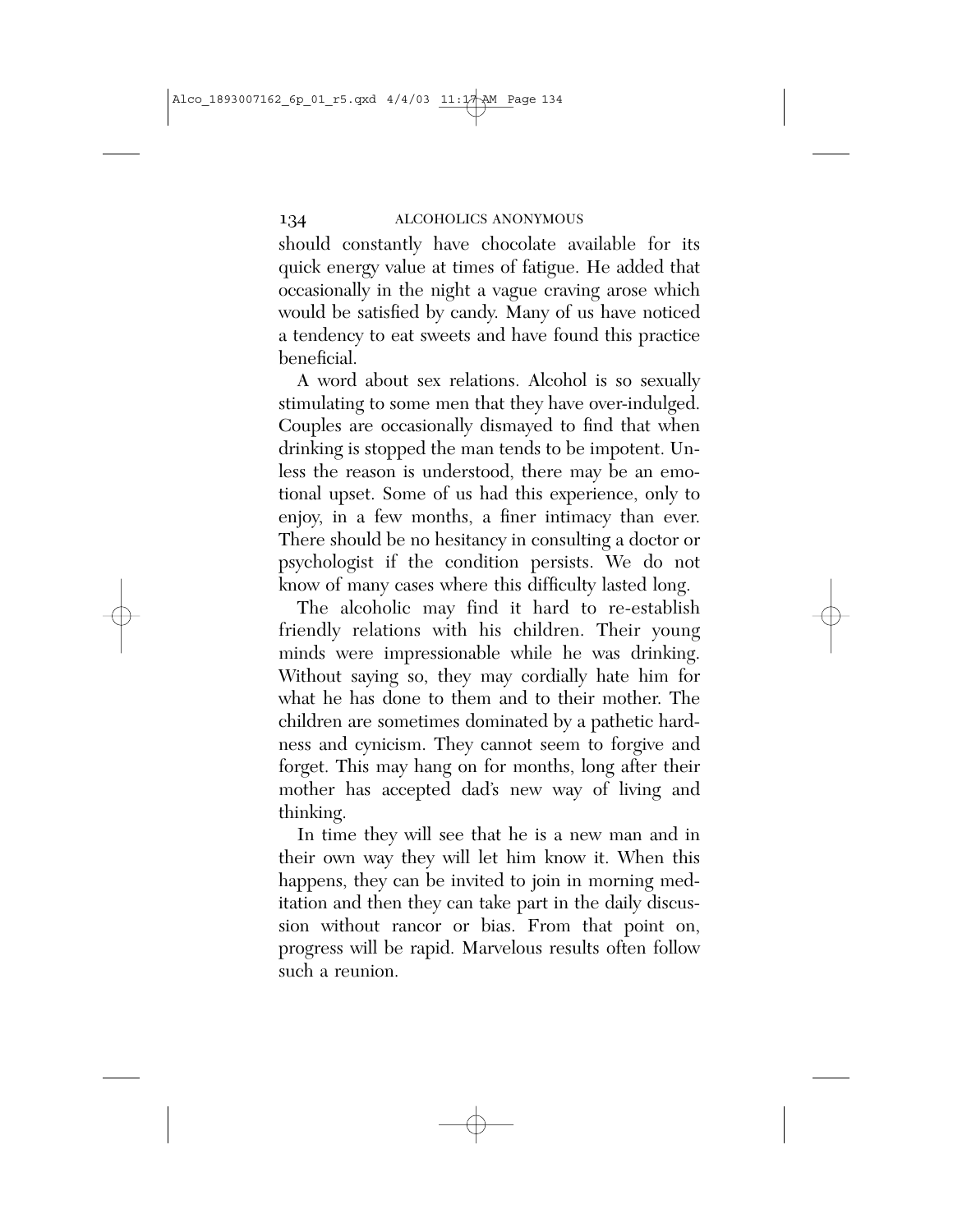should constantly have chocolate available for its quick energy value at times of fatigue. He added that occasionally in the night a vague craving arose which would be satisfied by candy. Many of us have noticed a tendency to eat sweets and have found this practice beneficial.

A word about sex relations. Alcohol is so sexually stimulating to some men that they have over-indulged. Couples are occasionally dismayed to find that when drinking is stopped the man tends to be impotent. Unless the reason is understood, there may be an emotional upset. Some of us had this experience, only to enjoy, in a few months, a finer intimacy than ever. There should be no hesitancy in consulting a doctor or psychologist if the condition persists. We do not know of many cases where this difficulty lasted long.

The alcoholic may find it hard to re-establish friendly relations with his children. Their young minds were impressionable while he was drinking. Without saying so, they may cordially hate him for what he has done to them and to their mother. The children are sometimes dominated by a pathetic hardness and cynicism. They cannot seem to forgive and forget. This may hang on for months, long after their mother has accepted dad's new way of living and thinking.

In time they will see that he is a new man and in their own way they will let him know it. When this happens, they can be invited to join in morning meditation and then they can take part in the daily discussion without rancor or bias. From that point on, progress will be rapid. Marvelous results often follow such a reunion.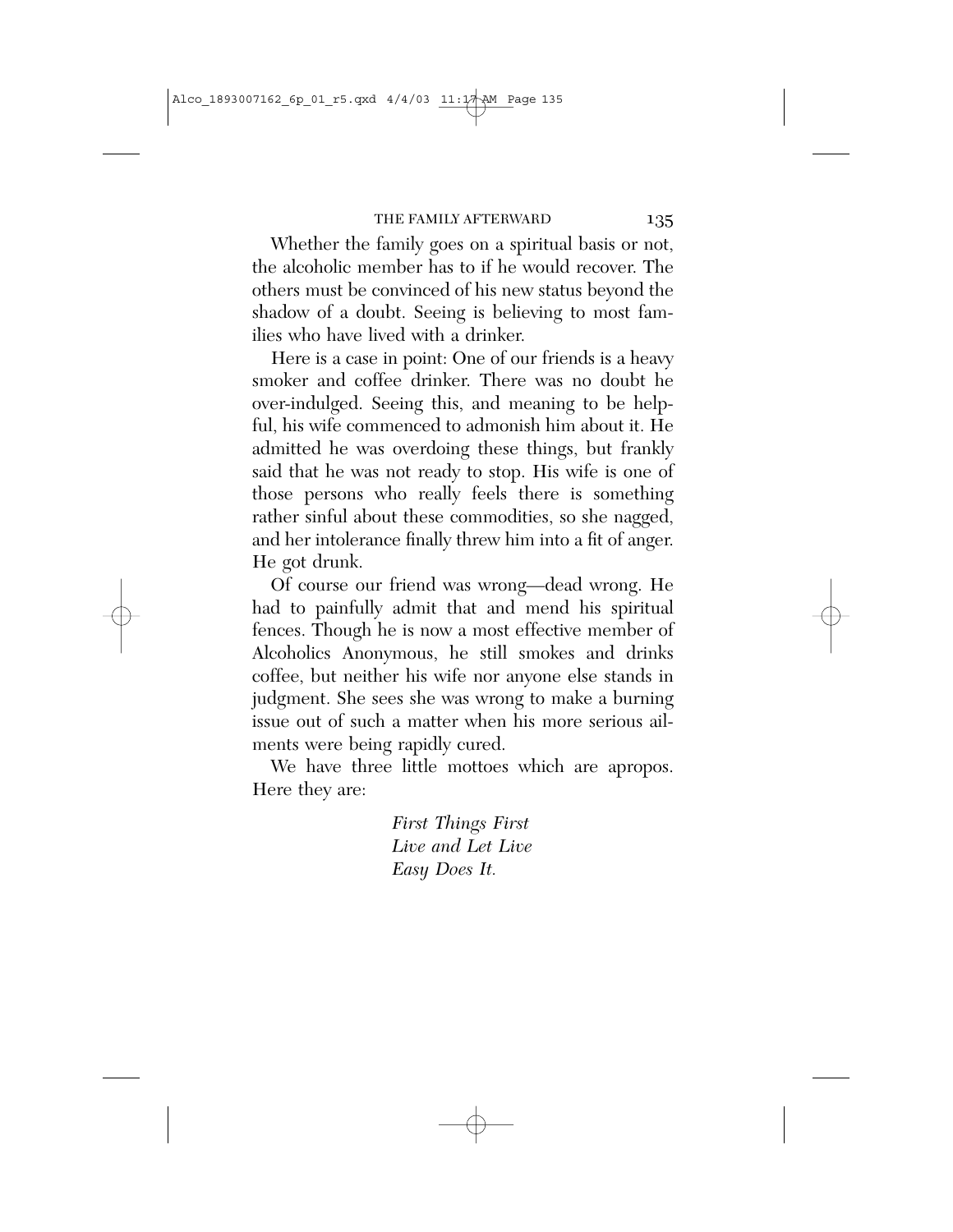Whether the family goes on a spiritual basis or not, the alcoholic member has to if he would recover. The others must be convinced of his new status beyond the shadow of a doubt. Seeing is believing to most families who have lived with a drinker.

Here is a case in point: One of our friends is a heavy smoker and coffee drinker. There was no doubt he over-indulged. Seeing this, and meaning to be helpful, his wife commenced to admonish him about it. He admitted he was overdoing these things, but frankly said that he was not ready to stop. His wife is one of those persons who really feels there is something rather sinful about these commodities, so she nagged, and her intolerance finally threw him into a fit of anger. He got drunk.

Of course our friend was wrong—dead wrong. He had to painfully admit that and mend his spiritual fences. Though he is now a most effective member of Alcoholics Anonymous, he still smokes and drinks coffee, but neither his wife nor anyone else stands in judgment. She sees she was wrong to make a burning issue out of such a matter when his more serious ailments were being rapidly cured.

We have three little mottoes which are apropos. Here they are:

*First Things First*
*Live and Let Live*
*Easy Does It.*